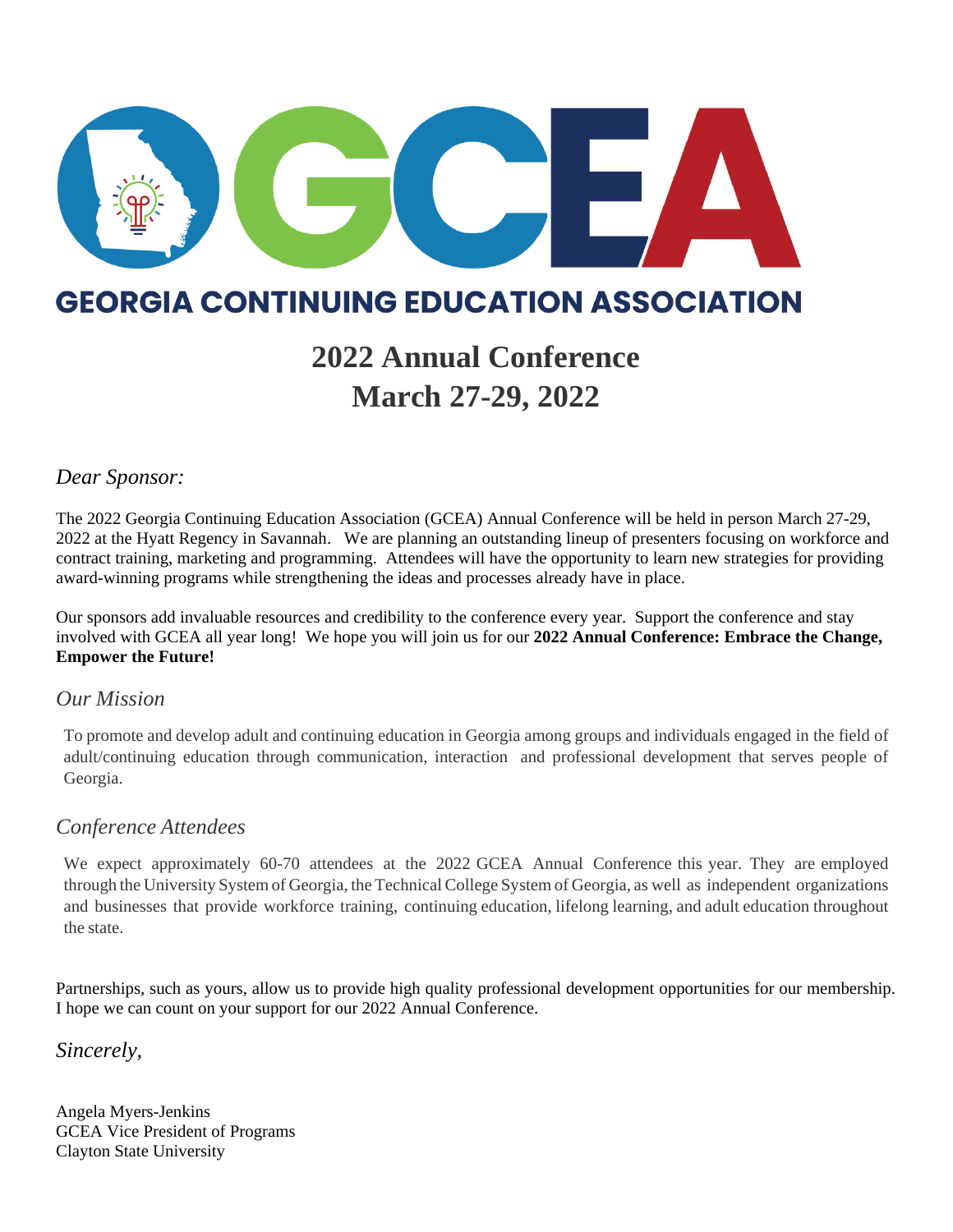# GCEA

## GEORGIA CONTINUING EDUCATION ASSOCIATION

# 2022 Annual Conference
# March 27-29, 2022

*Dear Sponsor:*

The 2022 Georgia Continuing Education Association (GCEA) Annual Conference will be held in person March 27-29, 2022 at the Hyatt Regency in Savannah. We are planning an outstanding lineup of presenters focusing on workforce and contract training, marketing and programming. Attendees will have the opportunity to learn new strategies for providing award-winning programs while strengthening the ideas and processes already have in place.

Our sponsors add invaluable resources and credibility to the conference every year. Support the conference and stay involved with GCEA all year long! We hope you will join us for our **2022 Annual Conference: Embrace the Change, Empower the Future!**

### *Our Mission*

To promote and develop adult and continuing education in Georgia among groups and individuals engaged in the field of adult/continuing education through communication, interaction and professional development that serves people of Georgia.

### *Conference Attendees*

We expect approximately 60-70 attendees at the 2022 GCEA Annual Conference this year. They are employed through the University System of Georgia, the Technical College System of Georgia, as well as independent organizations and businesses that provide workforce training, continuing education, lifelong learning, and adult education throughout the state.

Partnerships, such as yours, allow us to provide high quality professional development opportunities for our membership. I hope we can count on your support for our 2022 Annual Conference.

*Sincerely,*

Angela Myers-Jenkins
GCEA Vice President of Programs
Clayton State University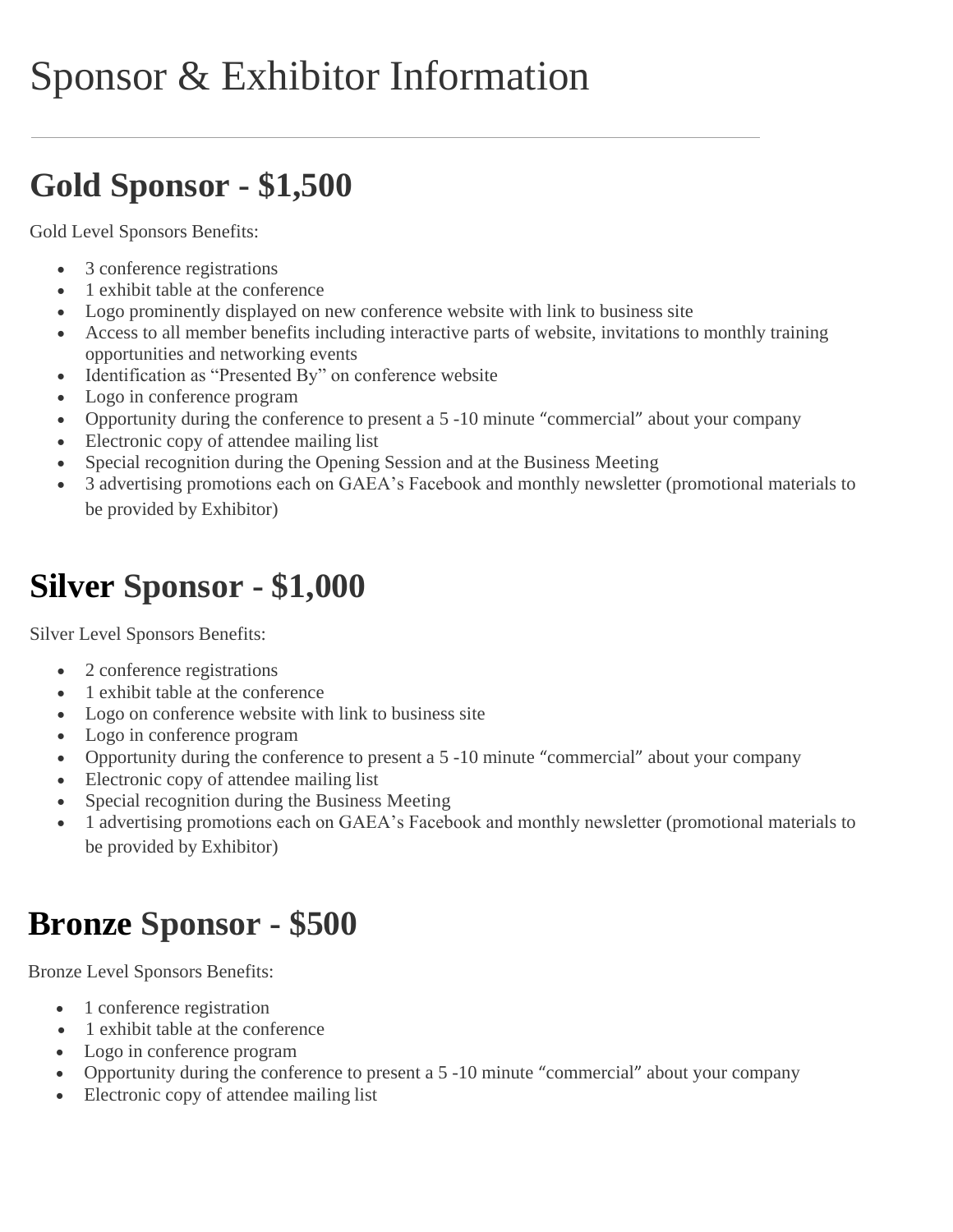# Sponsor & Exhibitor Information

---

## Gold Sponsor - $1,500

Gold Level Sponsors Benefits:

- 3 conference registrations
- 1 exhibit table at the conference
- Logo prominently displayed on new conference website with link to business site
- Access to all member benefits including interactive parts of website, invitations to monthly training opportunities and networking events
- Identification as "Presented By" on conference website
- Logo in conference program
- Opportunity during the conference to present a 5 -10 minute "commercial" about your company
- Electronic copy of attendee mailing list
- Special recognition during the Opening Session and at the Business Meeting
- 3 advertising promotions each on GAEA's Facebook and monthly newsletter (promotional materials to be provided by Exhibitor)

## Silver Sponsor - $1,000

Silver Level Sponsors Benefits:

- 2 conference registrations
- 1 exhibit table at the conference
- Logo on conference website with link to business site
- Logo in conference program
- Opportunity during the conference to present a 5 -10 minute "commercial" about your company
- Electronic copy of attendee mailing list
- Special recognition during the Business Meeting
- 1 advertising promotions each on GAEA's Facebook and monthly newsletter (promotional materials to be provided by Exhibitor)

## Bronze Sponsor - $500

Bronze Level Sponsors Benefits:

- 1 conference registration
- 1 exhibit table at the conference
- Logo in conference program
- Opportunity during the conference to present a 5 -10 minute "commercial" about your company
- Electronic copy of attendee mailing list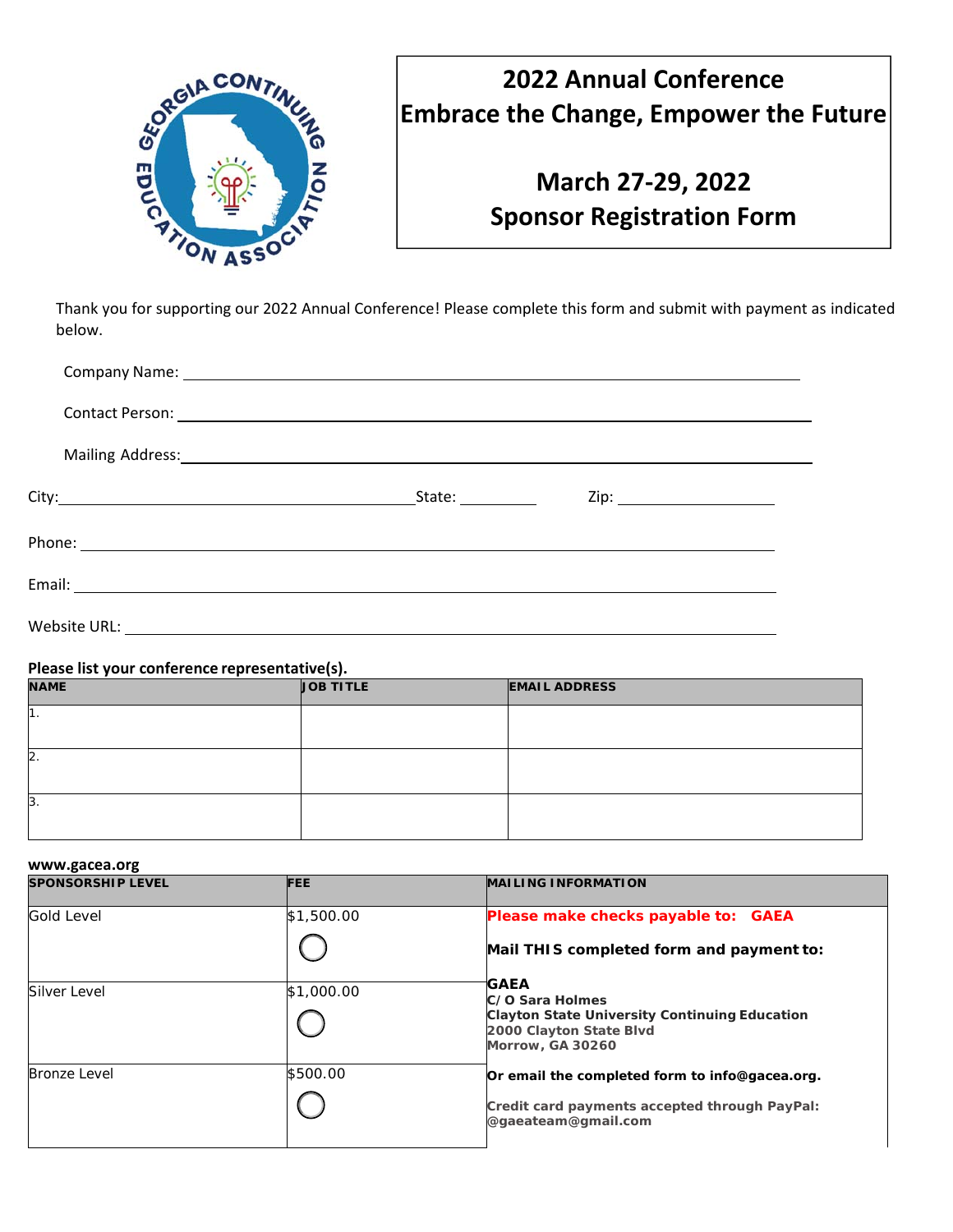# 2022 Annual Conference
# Embrace the Change, Empower the Future

## March 27-29, 2022
## Sponsor Registration Form

Thank you for supporting our 2022 Annual Conference! Please complete this form and submit with payment as indicated below.

Company Name: ______________________________

Contact Person: ______________________________

Mailing Address: ______________________________

City: ____________________ State: ________ Zip: ____________

Phone: ______________________________

Email: ______________________________

Website URL: ______________________________

**Please list your conference representative(s).**

| NAME | JOB TITLE | EMAIL ADDRESS |
|---|---|---|
| 1. | | |
| 2. | | |
| 3. | | |

**www.gacea.org**

| SPONSORSHIP LEVEL | FEE | MAILING INFORMATION |
|---|---|---|
| Gold Level | $1,500.00 ◯ | **Please make checks payable to: GAEA**<br><br>**Mail THIS completed form and payment to:** |
| Silver Level | $1,000.00 ◯ | **GAEA**<br>**C/O Sara Holmes**<br>**Clayton State University Continuing Education**<br>**2000 Clayton State Blvd**<br>**Morrow, GA 30260** |
| Bronze Level | $500.00 ◯ | **Or email the completed form to info@gacea.org.**<br><br>**Credit card payments accepted through PayPal: @gaeateam@gmail.com** |